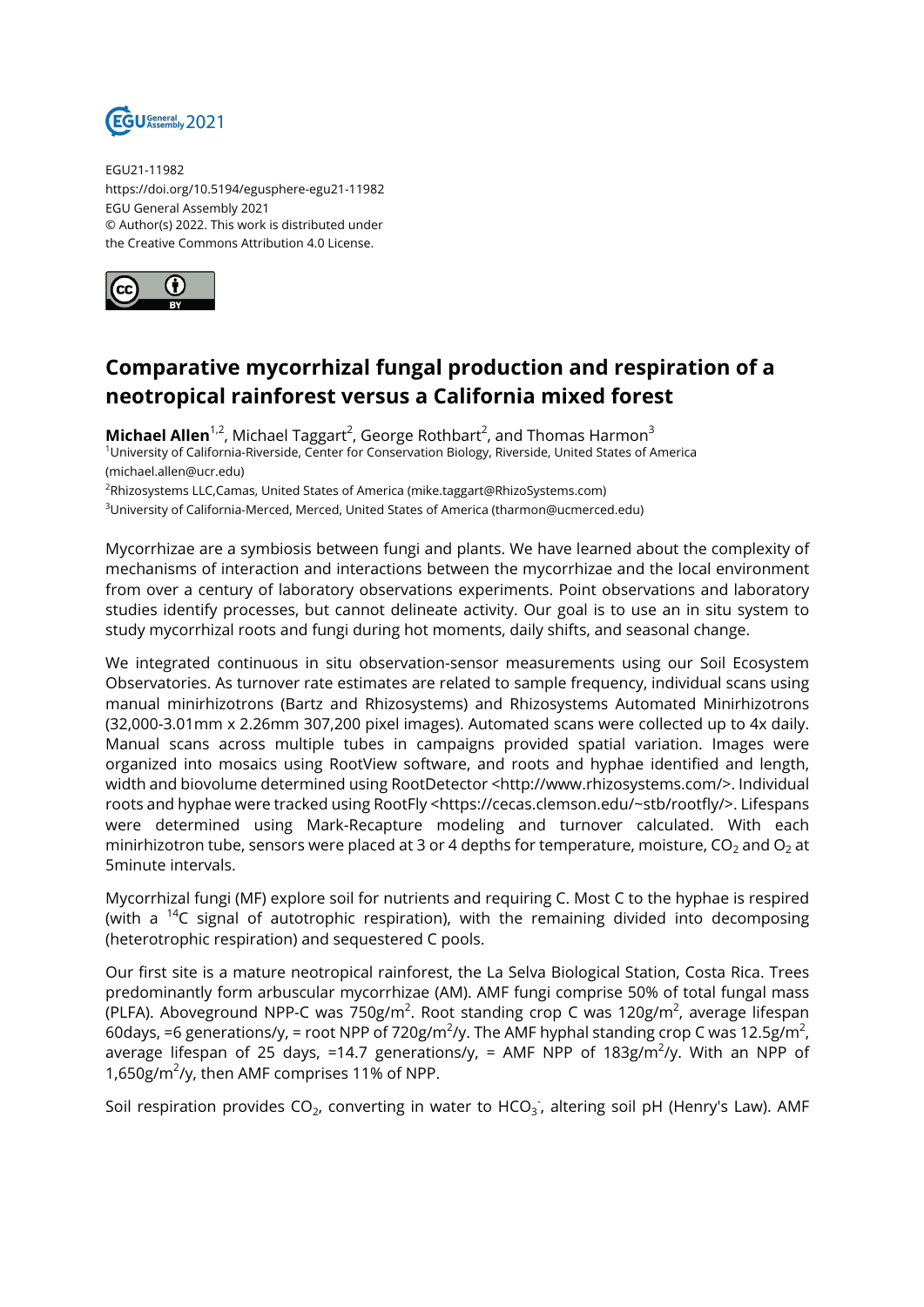EGU21-11982
https://doi.org/10.5194/egusphere-egu21-11982
EGU General Assembly 2021
© Author(s) 2022. This work is distributed under
the Creative Commons Attribution 4.0 License.

# Comparative mycorrhizal fungal production and respiration of a neotropical rainforest versus a California mixed forest

**Michael Allen**[1,2], Michael Taggart[2], George Rothbart[2], and Thomas Harmon[3]

[1]University of California-Riverside, Center for Conservation Biology, Riverside, United States of America (michael.allen@ucr.edu)
[2]Rhizosystems LLC,Camas, United States of America (mike.taggart@RhizoSystems.com)
[3]University of California-Merced, Merced, United States of America (tharmon@ucmerced.edu)

Mycorrhizae are a symbiosis between fungi and plants. We have learned about the complexity of mechanisms of interaction and interactions between the mycorrhizae and the local environment from over a century of laboratory observations experiments. Point observations and laboratory studies identify processes, but cannot delineate activity. Our goal is to use an in situ system to study mycorrhizal roots and fungi during hot moments, daily shifts, and seasonal change.

We integrated continuous in situ observation-sensor measurements using our Soil Ecosystem Observatories. As turnover rate estimates are related to sample frequency, individual scans using manual minirhizotrons (Bartz and Rhizosystems) and Rhizosystems Automated Minirhizotrons (32,000-3.01mm x 2.26mm 307,200 pixel images). Automated scans were collected up to 4x daily. Manual scans across multiple tubes in campaigns provided spatial variation. Images were organized into mosaics using RootView software, and roots and hyphae identified and length, width and biovolume determined using RootDetector <http://www.rhizosystems.com/>. Individual roots and hyphae were tracked using RootFly <https://cecas.clemson.edu/~stb/rootfly/>. Lifespans were determined using Mark-Recapture modeling and turnover calculated. With each minirhizotron tube, sensors were placed at 3 or 4 depths for temperature, moisture, $CO_2$ and $O_2$ at 5minute intervals.

Mycorrhizal fungi (MF) explore soil for nutrients and requiring C. Most C to the hyphae is respired (with a $^{14}C$ signal of autotrophic respiration), with the remaining divided into decomposing (heterotrophic respiration) and sequestered C pools.

Our first site is a mature neotropical rainforest, the La Selva Biological Station, Costa Rica. Trees predominantly form arbuscular mycorrhizae (AM). AMF fungi comprise 50% of total fungal mass (PLFA). Aboveground NPP-C was 750g/m$^2$. Root standing crop C was 120g/m$^2$, average lifespan 60days, =6 generations/y, = root NPP of 720g/m$^2$/y. The AMF hyphal standing crop C was 12.5g/m$^2$, average lifespan of 25 days, =14.7 generations/y, = AMF NPP of 183g/m$^2$/y. With an NPP of 1,650g/m$^2$/y, then AMF comprises 11% of NPP.

Soil respiration provides $CO_2$, converting in water to $HCO_3^-$, altering soil pH (Henry's Law). AMF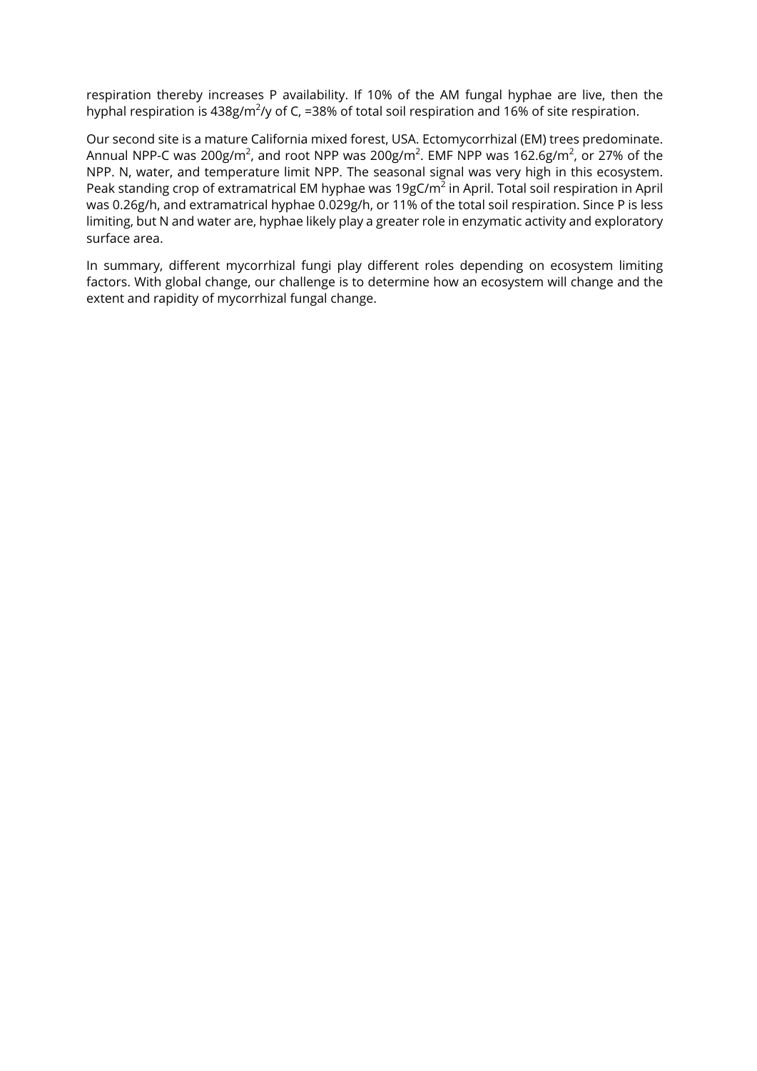respiration thereby increases P availability. If 10% of the AM fungal hyphae are live, then the hyphal respiration is 438g/m$^2$/y of C, =38% of total soil respiration and 16% of site respiration.

Our second site is a mature California mixed forest, USA. Ectomycorrhizal (EM) trees predominate. Annual NPP-C was 200g/m$^2$, and root NPP was 200g/m$^2$. EMF NPP was 162.6g/m$^2$, or 27% of the NPP. N, water, and temperature limit NPP. The seasonal signal was very high in this ecosystem. Peak standing crop of extramatrical EM hyphae was 19gC/m$^2$ in April. Total soil respiration in April was 0.26g/h, and extramatrical hyphae 0.029g/h, or 11% of the total soil respiration. Since P is less limiting, but N and water are, hyphae likely play a greater role in enzymatic activity and exploratory surface area.

In summary, different mycorrhizal fungi play different roles depending on ecosystem limiting factors. With global change, our challenge is to determine how an ecosystem will change and the extent and rapidity of mycorrhizal fungal change.